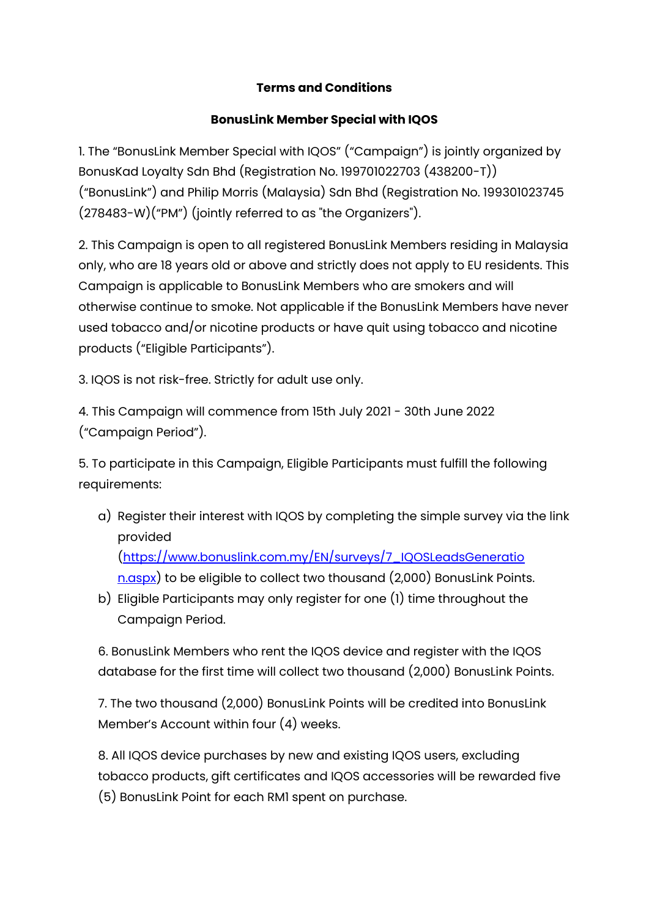**Terms and Conditions**

**BonusLink Member Special with IQOS**

1. The "BonusLink Member Special with IQOS" ("Campaign") is jointly organized by BonusKad Loyalty Sdn Bhd (Registration No. 199701022703 (438200-T)) ("BonusLink") and Philip Morris (Malaysia) Sdn Bhd (Registration No. 199301023745 (278483-W)("PM") (jointly referred to as "the Organizers").

2. This Campaign is open to all registered BonusLink Members residing in Malaysia only, who are 18 years old or above and strictly does not apply to EU residents. This Campaign is applicable to BonusLink Members who are smokers and will otherwise continue to smoke. Not applicable if the BonusLink Members have never used tobacco and/or nicotine products or have quit using tobacco and nicotine products ("Eligible Participants").

3. IQOS is not risk-free. Strictly for adult use only.

4. This Campaign will commence from 15th July 2021 - 30th June 2022 ("Campaign Period").

5. To participate in this Campaign, Eligible Participants must fulfill the following requirements:

   a) Register their interest with IQOS by completing the simple survey via the link provided (https://www.bonuslink.com.my/EN/surveys/7_IQOSLeadsGeneration.aspx) to be eligible to collect two thousand (2,000) BonusLink Points.
   b) Eligible Participants may only register for one (1) time throughout the Campaign Period.

6. BonusLink Members who rent the IQOS device and register with the IQOS database for the first time will collect two thousand (2,000) BonusLink Points.

7. The two thousand (2,000) BonusLink Points will be credited into BonusLink Member's Account within four (4) weeks.

8. All IQOS device purchases by new and existing IQOS users, excluding tobacco products, gift certificates and IQOS accessories will be rewarded five (5) BonusLink Point for each RM1 spent on purchase.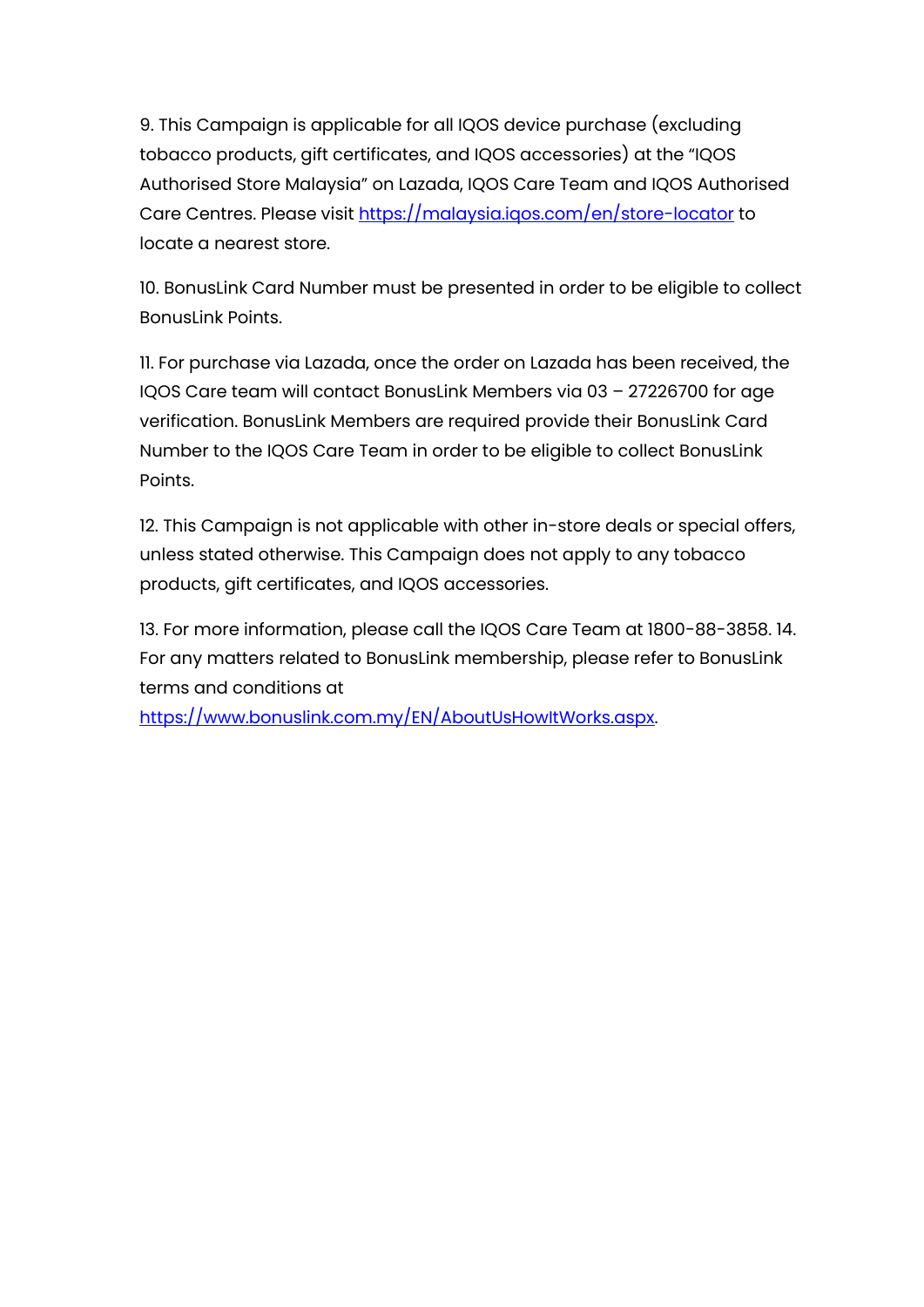9. This Campaign is applicable for all IQOS device purchase (excluding tobacco products, gift certificates, and IQOS accessories) at the "IQOS Authorised Store Malaysia" on Lazada, IQOS Care Team and IQOS Authorised Care Centres. Please visit https://malaysia.iqos.com/en/store-locator to locate a nearest store.

10. BonusLink Card Number must be presented in order to be eligible to collect BonusLink Points.

11. For purchase via Lazada, once the order on Lazada has been received, the IQOS Care team will contact BonusLink Members via 03 – 27226700 for age verification. BonusLink Members are required provide their BonusLink Card Number to the IQOS Care Team in order to be eligible to collect BonusLink Points.

12. This Campaign is not applicable with other in-store deals or special offers, unless stated otherwise. This Campaign does not apply to any tobacco products, gift certificates, and IQOS accessories.

13. For more information, please call the IQOS Care Team at 1800-88-3858. 14. For any matters related to BonusLink membership, please refer to BonusLink terms and conditions at https://www.bonuslink.com.my/EN/AboutUsHowItWorks.aspx.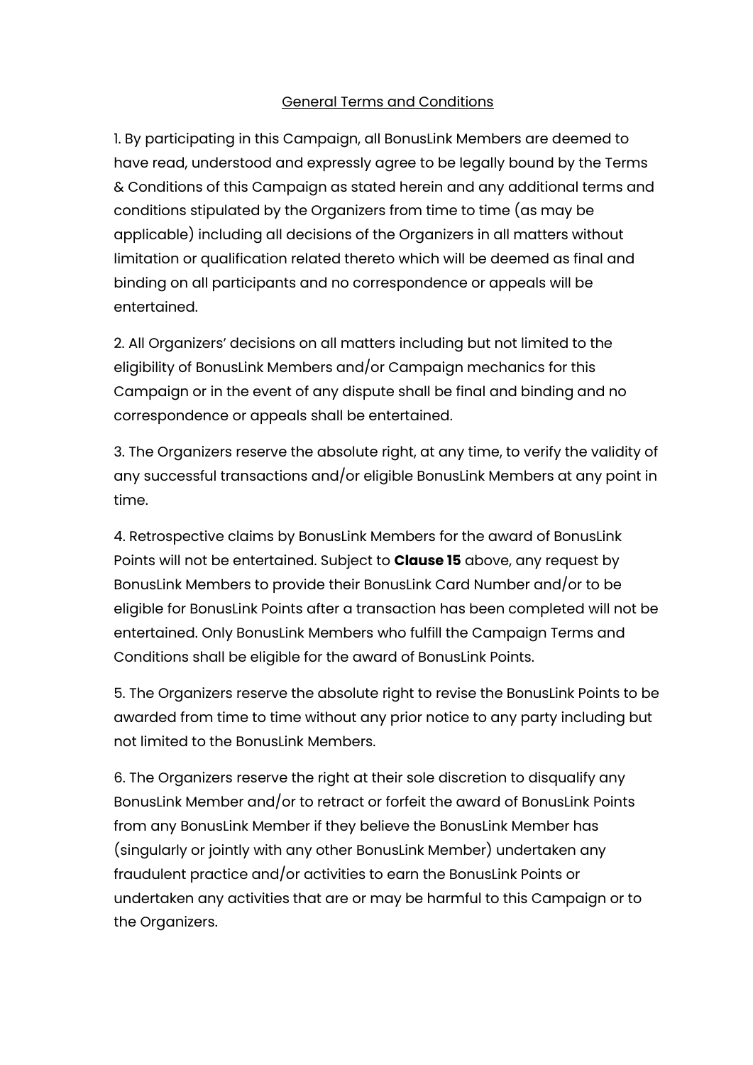General Terms and Conditions

1. By participating in this Campaign, all BonusLink Members are deemed to have read, understood and expressly agree to be legally bound by the Terms & Conditions of this Campaign as stated herein and any additional terms and conditions stipulated by the Organizers from time to time (as may be applicable) including all decisions of the Organizers in all matters without limitation or qualification related thereto which will be deemed as final and binding on all participants and no correspondence or appeals will be entertained.

2. All Organizers' decisions on all matters including but not limited to the eligibility of BonusLink Members and/or Campaign mechanics for this Campaign or in the event of any dispute shall be final and binding and no correspondence or appeals shall be entertained.

3. The Organizers reserve the absolute right, at any time, to verify the validity of any successful transactions and/or eligible BonusLink Members at any point in time.

4. Retrospective claims by BonusLink Members for the award of BonusLink Points will not be entertained. Subject to **Clause 15** above, any request by BonusLink Members to provide their BonusLink Card Number and/or to be eligible for BonusLink Points after a transaction has been completed will not be entertained. Only BonusLink Members who fulfill the Campaign Terms and Conditions shall be eligible for the award of BonusLink Points.

5. The Organizers reserve the absolute right to revise the BonusLink Points to be awarded from time to time without any prior notice to any party including but not limited to the BonusLink Members.

6. The Organizers reserve the right at their sole discretion to disqualify any BonusLink Member and/or to retract or forfeit the award of BonusLink Points from any BonusLink Member if they believe the BonusLink Member has (singularly or jointly with any other BonusLink Member) undertaken any fraudulent practice and/or activities to earn the BonusLink Points or undertaken any activities that are or may be harmful to this Campaign or to the Organizers.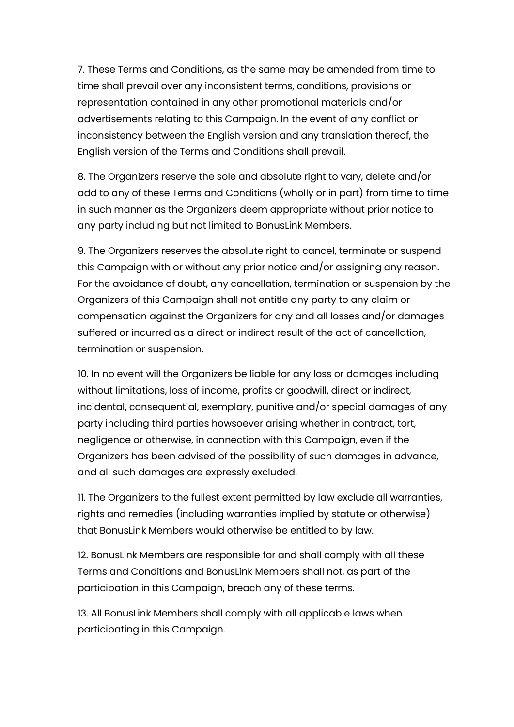7. These Terms and Conditions, as the same may be amended from time to time shall prevail over any inconsistent terms, conditions, provisions or representation contained in any other promotional materials and/or advertisements relating to this Campaign. In the event of any conflict or inconsistency between the English version and any translation thereof, the English version of the Terms and Conditions shall prevail.

8. The Organizers reserve the sole and absolute right to vary, delete and/or add to any of these Terms and Conditions (wholly or in part) from time to time in such manner as the Organizers deem appropriate without prior notice to any party including but not limited to BonusLink Members.

9. The Organizers reserves the absolute right to cancel, terminate or suspend this Campaign with or without any prior notice and/or assigning any reason. For the avoidance of doubt, any cancellation, termination or suspension by the Organizers of this Campaign shall not entitle any party to any claim or compensation against the Organizers for any and all losses and/or damages suffered or incurred as a direct or indirect result of the act of cancellation, termination or suspension.

10. In no event will the Organizers be liable for any loss or damages including without limitations, loss of income, profits or goodwill, direct or indirect, incidental, consequential, exemplary, punitive and/or special damages of any party including third parties howsoever arising whether in contract, tort, negligence or otherwise, in connection with this Campaign, even if the Organizers has been advised of the possibility of such damages in advance, and all such damages are expressly excluded.

11. The Organizers to the fullest extent permitted by law exclude all warranties, rights and remedies (including warranties implied by statute or otherwise) that BonusLink Members would otherwise be entitled to by law.

12. BonusLink Members are responsible for and shall comply with all these Terms and Conditions and BonusLink Members shall not, as part of the participation in this Campaign, breach any of these terms.

13. All BonusLink Members shall comply with all applicable laws when participating in this Campaign.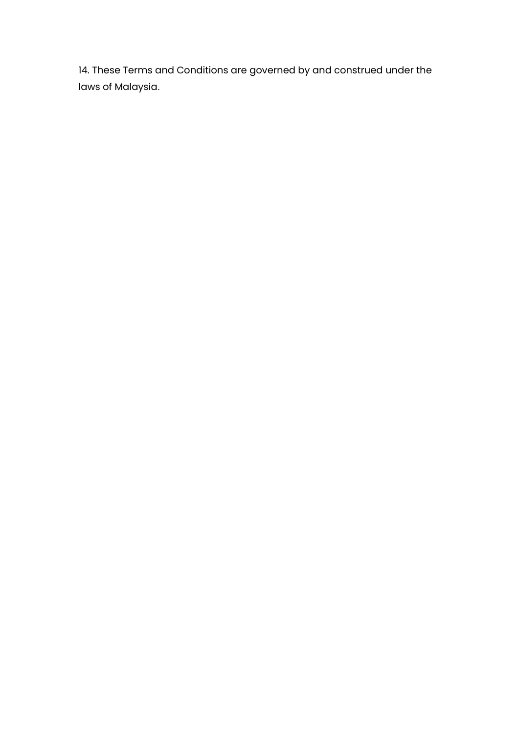14. These Terms and Conditions are governed by and construed under the laws of Malaysia.